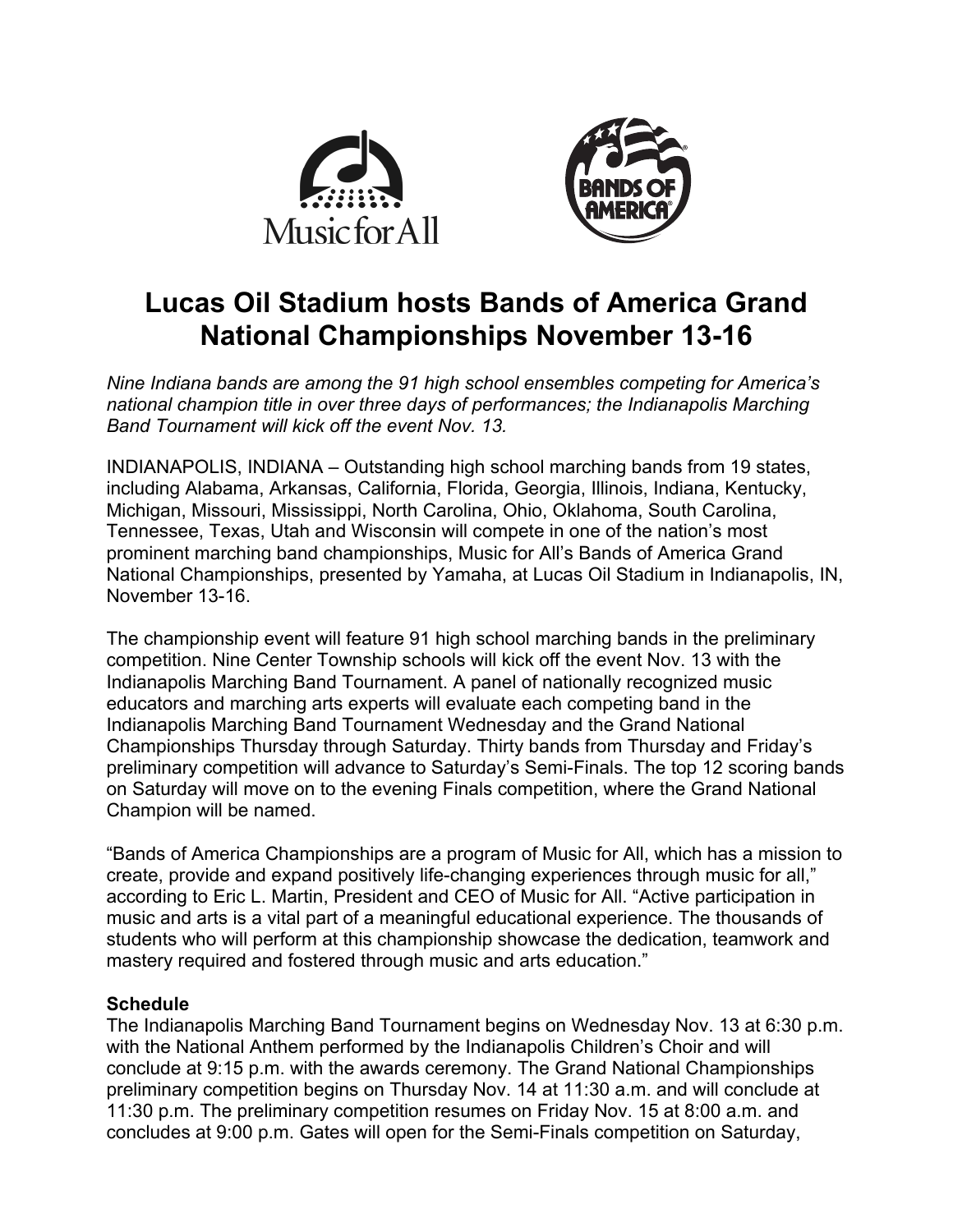# Lucas Oil Stadium hosts Bands of America Grand National Championships November 13-16

*Nine Indiana bands are among the 91 high school ensembles competing for America's national champion title in over three days of performances; the Indianapolis Marching Band Tournament will kick off the event Nov. 13.*

INDIANAPOLIS, INDIANA – Outstanding high school marching bands from 19 states, including Alabama, Arkansas, California, Florida, Georgia, Illinois, Indiana, Kentucky, Michigan, Missouri, Mississippi, North Carolina, Ohio, Oklahoma, South Carolina, Tennessee, Texas, Utah and Wisconsin will compete in one of the nation's most prominent marching band championships, Music for All's Bands of America Grand National Championships, presented by Yamaha, at Lucas Oil Stadium in Indianapolis, IN, November 13-16.

The championship event will feature 91 high school marching bands in the preliminary competition. Nine Center Township schools will kick off the event Nov. 13 with the Indianapolis Marching Band Tournament. A panel of nationally recognized music educators and marching arts experts will evaluate each competing band in the Indianapolis Marching Band Tournament Wednesday and the Grand National Championships Thursday through Saturday. Thirty bands from Thursday and Friday's preliminary competition will advance to Saturday's Semi-Finals. The top 12 scoring bands on Saturday will move on to the evening Finals competition, where the Grand National Champion will be named.

"Bands of America Championships are a program of Music for All, which has a mission to create, provide and expand positively life-changing experiences through music for all," according to Eric L. Martin, President and CEO of Music for All. "Active participation in music and arts is a vital part of a meaningful educational experience. The thousands of students who will perform at this championship showcase the dedication, teamwork and mastery required and fostered through music and arts education."

**Schedule**

The Indianapolis Marching Band Tournament begins on Wednesday Nov. 13 at 6:30 p.m. with the National Anthem performed by the Indianapolis Children's Choir and will conclude at 9:15 p.m. with the awards ceremony. The Grand National Championships preliminary competition begins on Thursday Nov. 14 at 11:30 a.m. and will conclude at 11:30 p.m. The preliminary competition resumes on Friday Nov. 15 at 8:00 a.m. and concludes at 9:00 p.m. Gates will open for the Semi-Finals competition on Saturday,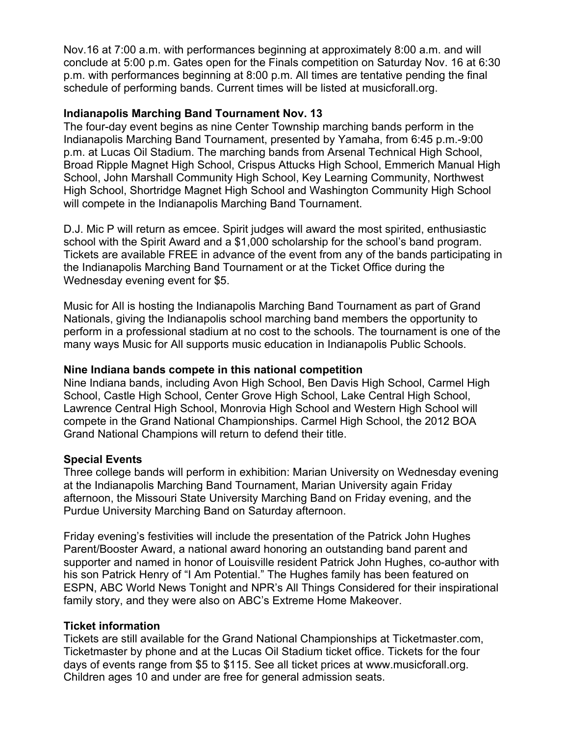Nov.16 at 7:00 a.m. with performances beginning at approximately 8:00 a.m. and will conclude at 5:00 p.m. Gates open for the Finals competition on Saturday Nov. 16 at 6:30 p.m. with performances beginning at 8:00 p.m. All times are tentative pending the final schedule of performing bands. Current times will be listed at musicforall.org.

**Indianapolis Marching Band Tournament Nov. 13**

The four-day event begins as nine Center Township marching bands perform in the Indianapolis Marching Band Tournament, presented by Yamaha, from 6:45 p.m.-9:00 p.m. at Lucas Oil Stadium. The marching bands from Arsenal Technical High School, Broad Ripple Magnet High School, Crispus Attucks High School, Emmerich Manual High School, John Marshall Community High School, Key Learning Community, Northwest High School, Shortridge Magnet High School and Washington Community High School will compete in the Indianapolis Marching Band Tournament.

D.J. Mic P will return as emcee. Spirit judges will award the most spirited, enthusiastic school with the Spirit Award and a $1,000 scholarship for the school's band program. Tickets are available FREE in advance of the event from any of the bands participating in the Indianapolis Marching Band Tournament or at the Ticket Office during the Wednesday evening event for $5.

Music for All is hosting the Indianapolis Marching Band Tournament as part of Grand Nationals, giving the Indianapolis school marching band members the opportunity to perform in a professional stadium at no cost to the schools. The tournament is one of the many ways Music for All supports music education in Indianapolis Public Schools.

**Nine Indiana bands compete in this national competition**

Nine Indiana bands, including Avon High School, Ben Davis High School, Carmel High School, Castle High School, Center Grove High School, Lake Central High School, Lawrence Central High School, Monrovia High School and Western High School will compete in the Grand National Championships. Carmel High School, the 2012 BOA Grand National Champions will return to defend their title.

**Special Events**

Three college bands will perform in exhibition: Marian University on Wednesday evening at the Indianapolis Marching Band Tournament, Marian University again Friday afternoon, the Missouri State University Marching Band on Friday evening, and the Purdue University Marching Band on Saturday afternoon.

Friday evening's festivities will include the presentation of the Patrick John Hughes Parent/Booster Award, a national award honoring an outstanding band parent and supporter and named in honor of Louisville resident Patrick John Hughes, co-author with his son Patrick Henry of "I Am Potential." The Hughes family has been featured on ESPN, ABC World News Tonight and NPR's All Things Considered for their inspirational family story, and they were also on ABC's Extreme Home Makeover.

**Ticket information**

Tickets are still available for the Grand National Championships at Ticketmaster.com, Ticketmaster by phone and at the Lucas Oil Stadium ticket office. Tickets for the four days of events range from $5 to $115. See all ticket prices at www.musicforall.org. Children ages 10 and under are free for general admission seats.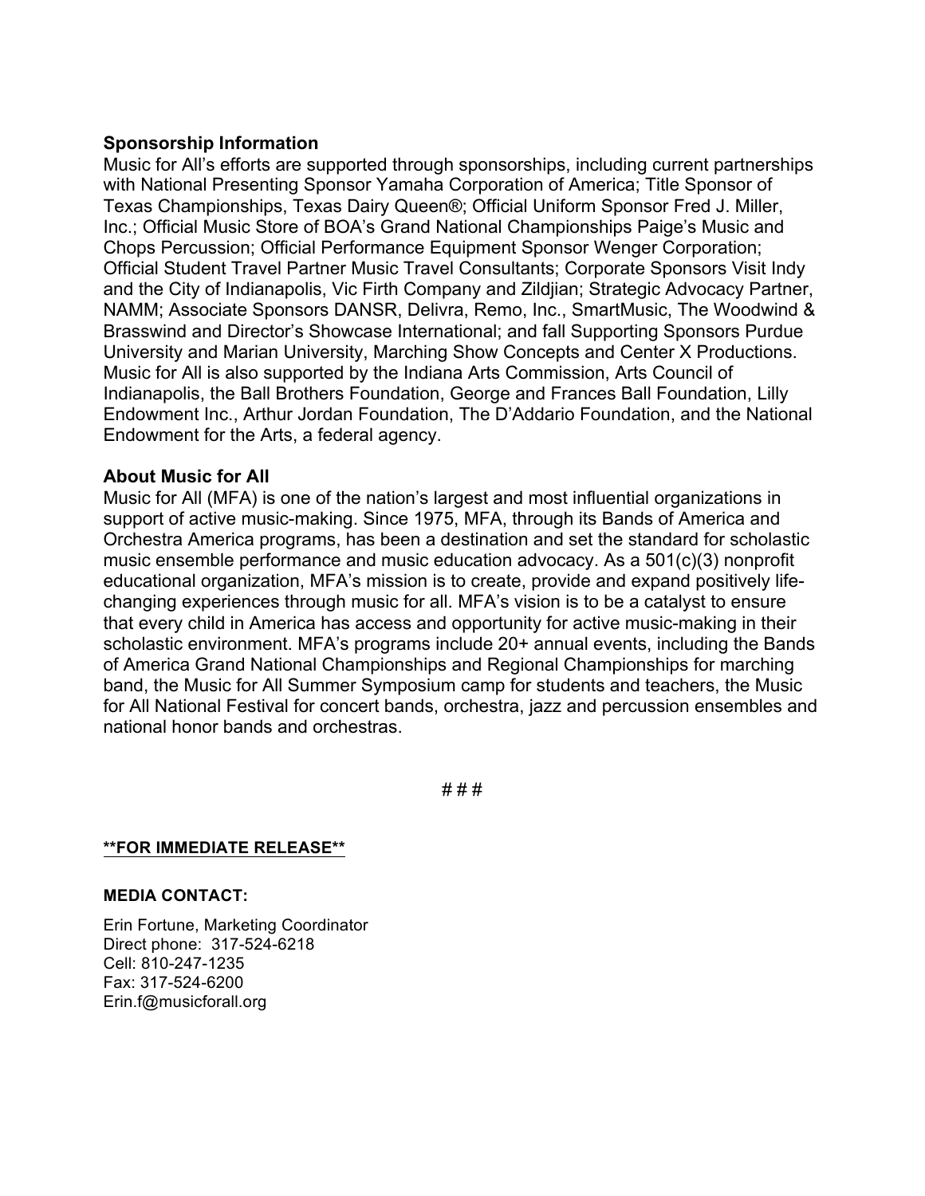**Sponsorship Information**

Music for All's efforts are supported through sponsorships, including current partnerships with National Presenting Sponsor Yamaha Corporation of America; Title Sponsor of Texas Championships, Texas Dairy Queen®; Official Uniform Sponsor Fred J. Miller, Inc.; Official Music Store of BOA's Grand National Championships Paige's Music and Chops Percussion; Official Performance Equipment Sponsor Wenger Corporation; Official Student Travel Partner Music Travel Consultants; Corporate Sponsors Visit Indy and the City of Indianapolis, Vic Firth Company and Zildjian; Strategic Advocacy Partner, NAMM; Associate Sponsors DANSR, Delivra, Remo, Inc., SmartMusic, The Woodwind & Brasswind and Director's Showcase International; and fall Supporting Sponsors Purdue University and Marian University, Marching Show Concepts and Center X Productions. Music for All is also supported by the Indiana Arts Commission, Arts Council of Indianapolis, the Ball Brothers Foundation, George and Frances Ball Foundation, Lilly Endowment Inc., Arthur Jordan Foundation, The D'Addario Foundation, and the National Endowment for the Arts, a federal agency.

**About Music for All**

Music for All (MFA) is one of the nation's largest and most influential organizations in support of active music-making. Since 1975, MFA, through its Bands of America and Orchestra America programs, has been a destination and set the standard for scholastic music ensemble performance and music education advocacy. As a 501(c)(3) nonprofit educational organization, MFA's mission is to create, provide and expand positively life-changing experiences through music for all. MFA's vision is to be a catalyst to ensure that every child in America has access and opportunity for active music-making in their scholastic environment. MFA's programs include 20+ annual events, including the Bands of America Grand National Championships and Regional Championships for marching band, the Music for All Summer Symposium camp for students and teachers, the Music for All National Festival for concert bands, orchestra, jazz and percussion ensembles and national honor bands and orchestras.

# # #

**<u>**FOR IMMEDIATE RELEASE**</u>**

**MEDIA CONTACT:**

Erin Fortune, Marketing Coordinator
Direct phone: 317-524-6218
Cell: 810-247-1235
Fax: 317-524-6200
Erin.f@musicforall.org